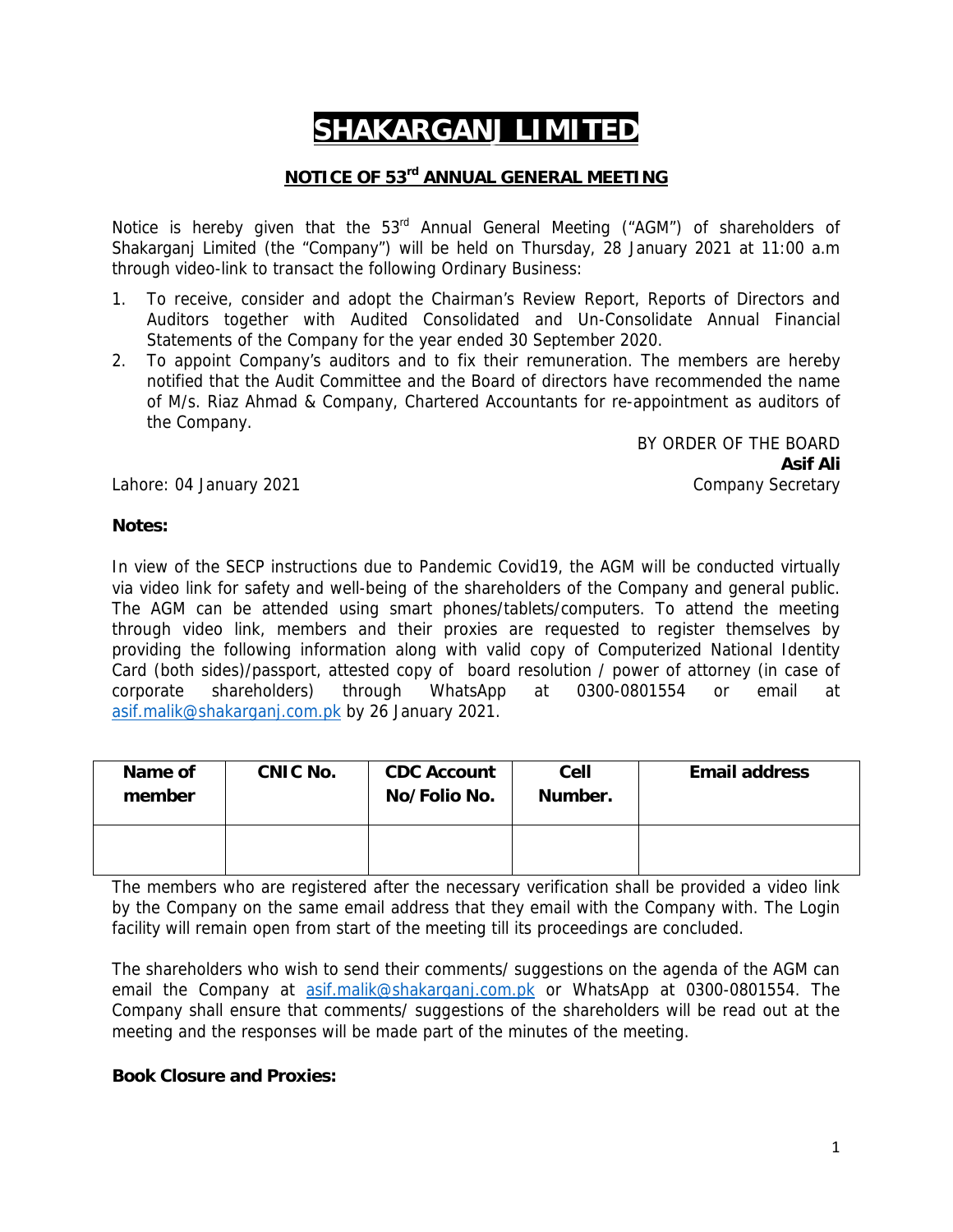# SHAKARGANJ LIMITED

## NOTICE OF 53rd ANNUAL GENERAL MEETING

Notice is hereby given that the 53rd Annual General Meeting ("AGM") of shareholders of Shakarganj Limited (the "Company") will be held on Thursday, 28 January 2021 at 11:00 a.m through video-link to transact the following Ordinary Business:

1. To receive, consider and adopt the Chairman's Review Report, Reports of Directors and Auditors together with Audited Consolidated and Un-Consolidate Annual Financial Statements of the Company for the year ended 30 September 2020.
2. To appoint Company's auditors and to fix their remuneration. The members are hereby notified that the Audit Committee and the Board of directors have recommended the name of M/s. Riaz Ahmad & Company, Chartered Accountants for re-appointment as auditors of the Company.

BY ORDER OF THE BOARD
**Asif Ali**
Company Secretary

Lahore: 04 January 2021

**Notes:**

In view of the SECP instructions due to Pandemic Covid19, the AGM will be conducted virtually via video link for safety and well-being of the shareholders of the Company and general public. The AGM can be attended using smart phones/tablets/computers. To attend the meeting through video link, members and their proxies are requested to register themselves by providing the following information along with valid copy of Computerized National Identity Card (both sides)/passport, attested copy of board resolution / power of attorney (in case of corporate shareholders) through WhatsApp at 0300-0801554 or email at asif.malik@shakarganj.com.pk by 26 January 2021.

| Name of member | CNIC No. | CDC Account No/Folio No. | Cell Number. | Email address |
|---|---|---|---|---|
| | | | | |

The members who are registered after the necessary verification shall be provided a video link by the Company on the same email address that they email with the Company with. The Login facility will remain open from start of the meeting till its proceedings are concluded.

The shareholders who wish to send their comments/ suggestions on the agenda of the AGM can email the Company at asif.malik@shakarganj.com.pk or WhatsApp at 0300-0801554. The Company shall ensure that comments/ suggestions of the shareholders will be read out at the meeting and the responses will be made part of the minutes of the meeting.

**Book Closure and Proxies:**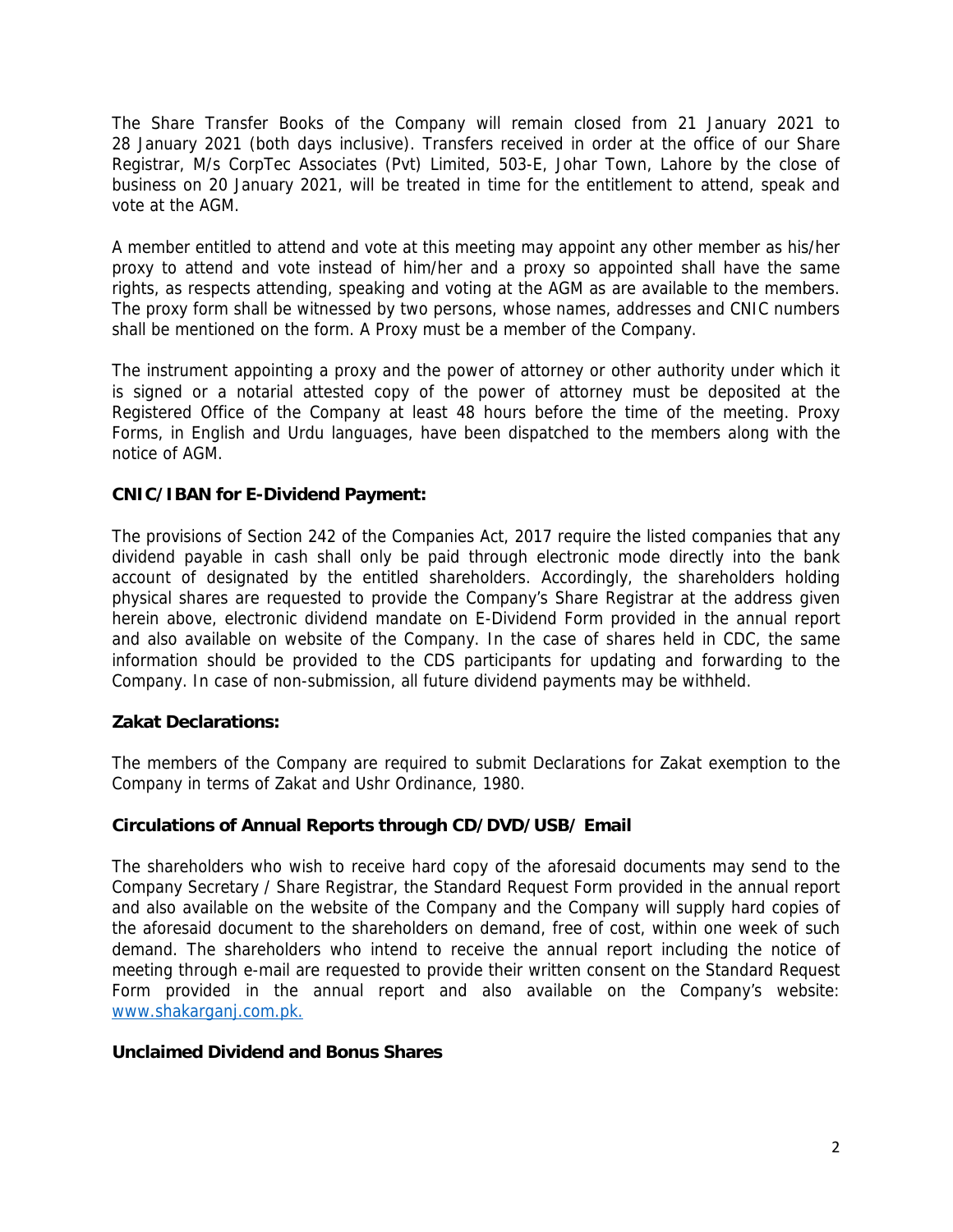The Share Transfer Books of the Company will remain closed from 21 January 2021 to 28 January 2021 (both days inclusive). Transfers received in order at the office of our Share Registrar, M/s CorpTec Associates (Pvt) Limited, 503-E, Johar Town, Lahore by the close of business on 20 January 2021, will be treated in time for the entitlement to attend, speak and vote at the AGM.

A member entitled to attend and vote at this meeting may appoint any other member as his/her proxy to attend and vote instead of him/her and a proxy so appointed shall have the same rights, as respects attending, speaking and voting at the AGM as are available to the members. The proxy form shall be witnessed by two persons, whose names, addresses and CNIC numbers shall be mentioned on the form. A Proxy must be a member of the Company.

The instrument appointing a proxy and the power of attorney or other authority under which it is signed or a notarial attested copy of the power of attorney must be deposited at the Registered Office of the Company at least 48 hours before the time of the meeting. Proxy Forms, in English and Urdu languages, have been dispatched to the members along with the notice of AGM.

**CNIC/IBAN for E-Dividend Payment:**

The provisions of Section 242 of the Companies Act, 2017 require the listed companies that any dividend payable in cash shall only be paid through electronic mode directly into the bank account of designated by the entitled shareholders. Accordingly, the shareholders holding physical shares are requested to provide the Company's Share Registrar at the address given herein above, electronic dividend mandate on E-Dividend Form provided in the annual report and also available on website of the Company. In the case of shares held in CDC, the same information should be provided to the CDS participants for updating and forwarding to the Company. In case of non-submission, all future dividend payments may be withheld.

**Zakat Declarations:**

The members of the Company are required to submit Declarations for Zakat exemption to the Company in terms of Zakat and Ushr Ordinance, 1980.

**Circulations of Annual Reports through CD/DVD/USB/ Email**

The shareholders who wish to receive hard copy of the aforesaid documents may send to the Company Secretary / Share Registrar, the Standard Request Form provided in the annual report and also available on the website of the Company and the Company will supply hard copies of the aforesaid document to the shareholders on demand, free of cost, within one week of such demand. The shareholders who intend to receive the annual report including the notice of meeting through e-mail are requested to provide their written consent on the Standard Request Form provided in the annual report and also available on the Company's website: www.shakarganj.com.pk.

**Unclaimed Dividend and Bonus Shares**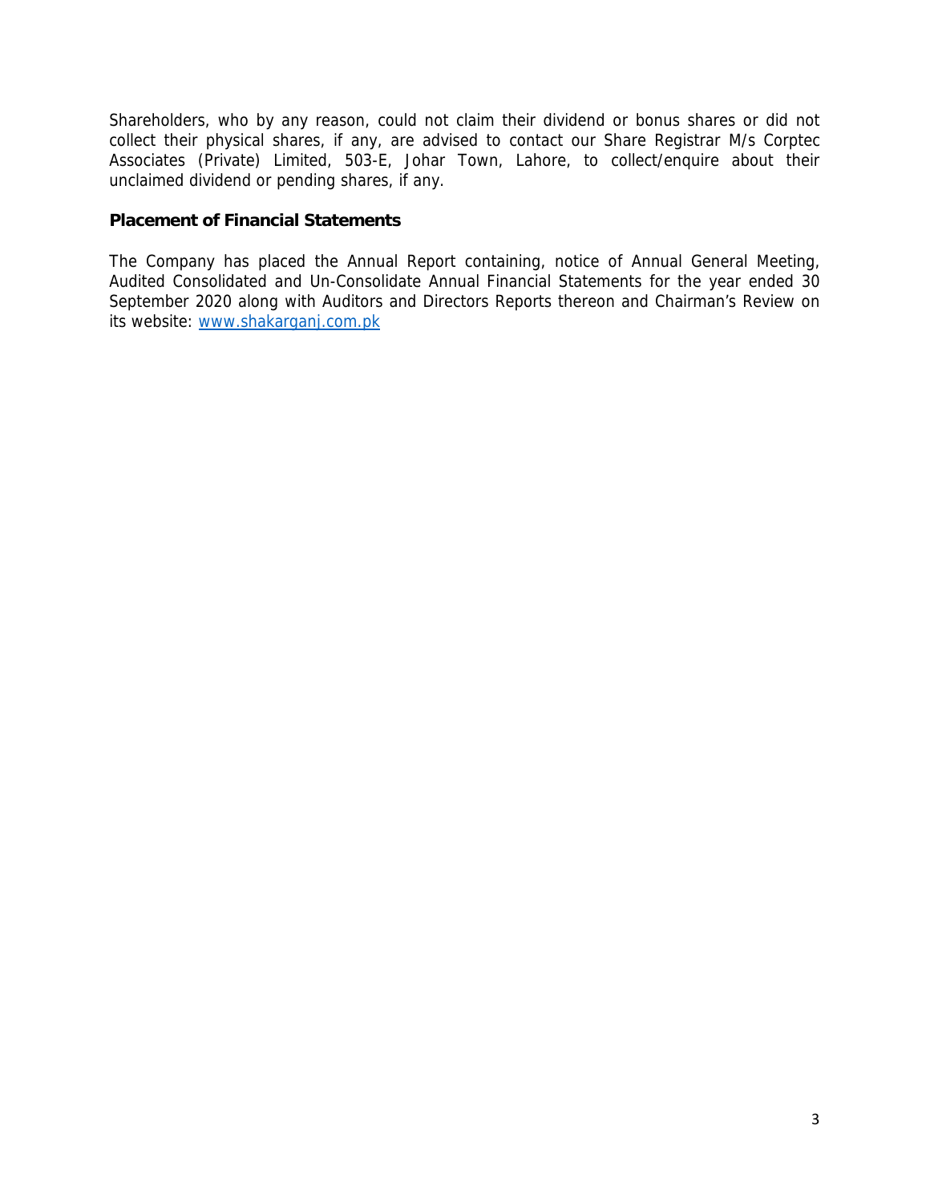Shareholders, who by any reason, could not claim their dividend or bonus shares or did not collect their physical shares, if any, are advised to contact our Share Registrar M/s Corptec Associates (Private) Limited, 503-E, Johar Town, Lahore, to collect/enquire about their unclaimed dividend or pending shares, if any.

**Placement of Financial Statements**

The Company has placed the Annual Report containing, notice of Annual General Meeting, Audited Consolidated and Un-Consolidate Annual Financial Statements for the year ended 30 September 2020 along with Auditors and Directors Reports thereon and Chairman's Review on its website: [www.shakarganj.com.pk](www.shakarganj.com.pk)